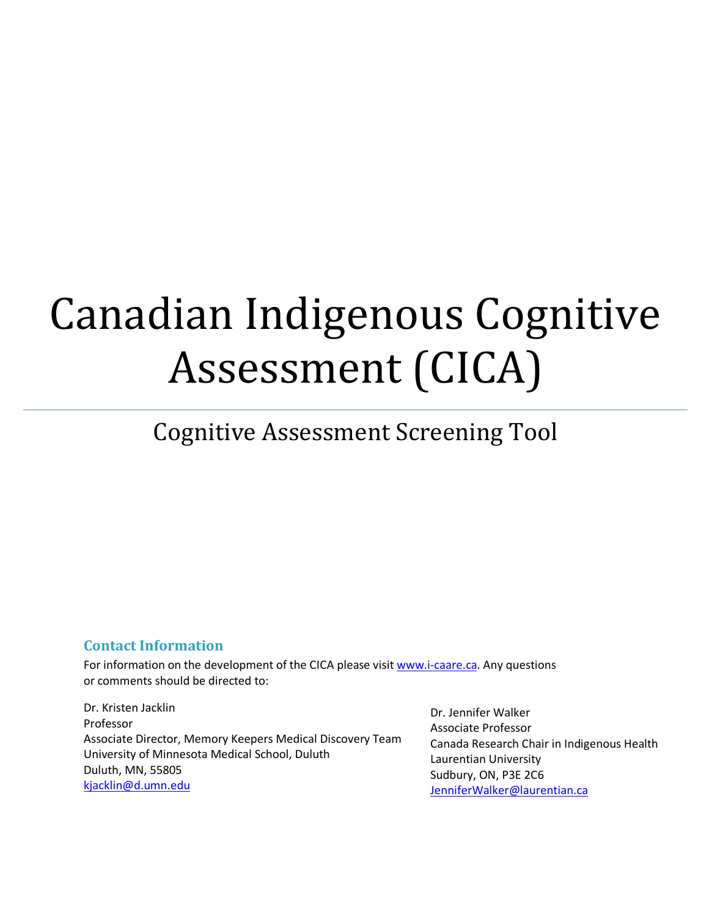# Canadian Indigenous Cognitive Assessment (CICA)

## Cognitive Assessment Screening Tool

### Contact Information

For information on the development of the CICA please visit www.i-caare.ca. Any questions or comments should be directed to:

Dr. Kristen Jacklin
Professor
Associate Director, Memory Keepers Medical Discovery Team
University of Minnesota Medical School, Duluth
Duluth, MN, 55805
kjacklin@d.umn.edu

Dr. Jennifer Walker
Associate Professor
Canada Research Chair in Indigenous Health
Laurentian University
Sudbury, ON, P3E 2C6
JenniferWalker@laurentian.ca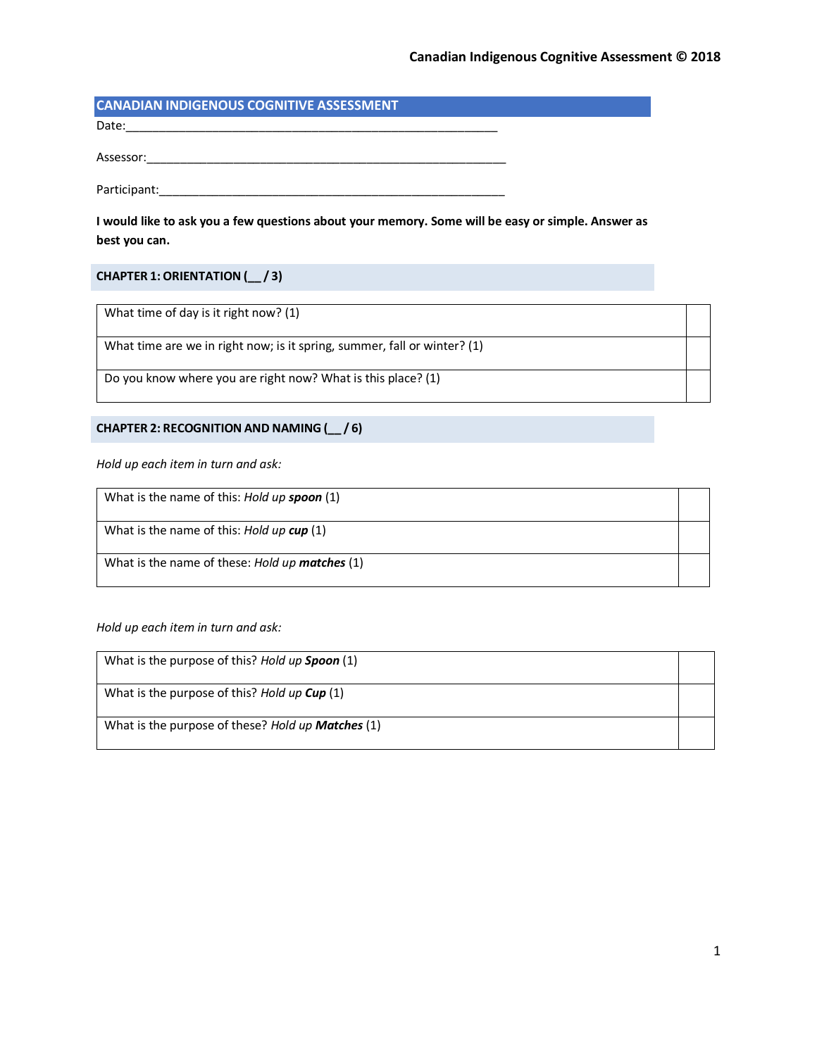## CANADIAN INDIGENOUS COGNITIVE ASSESSMENT

Date:_____________________________________________________________

Assessor:__________________________________________________________

Participant:________________________________________________________

**I would like to ask you a few questions about your memory. Some will be easy or simple. Answer as best you can.**

### CHAPTER 1: ORIENTATION (__ / 3)

| | |
|---|---|
| What time of day is it right now? (1) | |
| What time are we in right now; is it spring, summer, fall or winter? (1) | |
| Do you know where you are right now? What is this place? (1) | |

### CHAPTER 2: RECOGNITION AND NAMING (__ / 6)

*Hold up each item in turn and ask:*

| | |
|---|---|
| What is the name of this: *Hold up* ***spoon*** (1) | |
| What is the name of this: *Hold up* ***cup*** (1) | |
| What is the name of these: *Hold up* ***matches*** (1) | |

*Hold up each item in turn and ask:*

| | |
|---|---|
| What is the purpose of this? *Hold up* ***Spoon*** (1) | |
| What is the purpose of this? *Hold up* ***Cup*** (1) | |
| What is the purpose of these? *Hold up* ***Matches*** (1) | |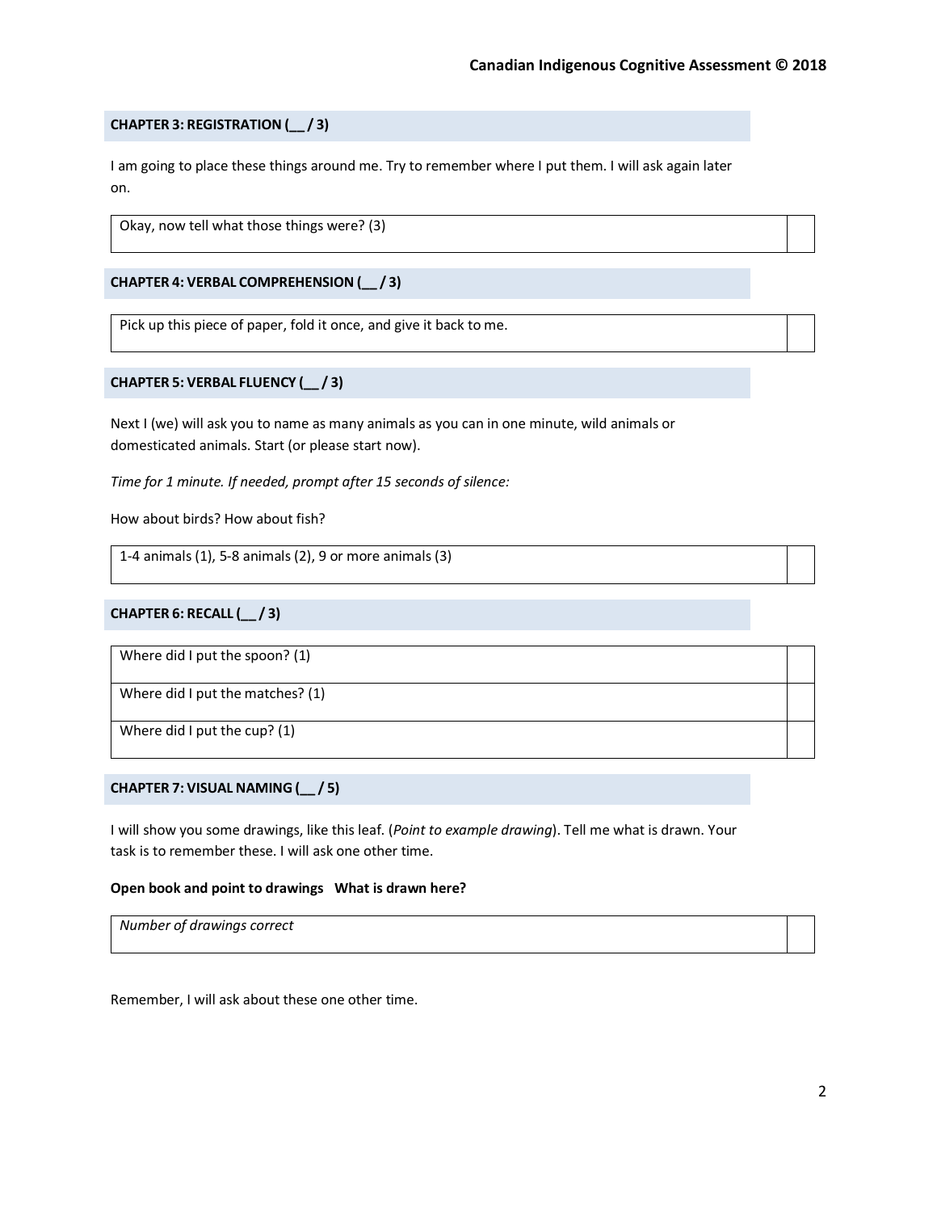### CHAPTER 3: REGISTRATION (__ / 3)

I am going to place these things around me. Try to remember where I put them. I will ask again later on.

| Okay, now tell what those things were? (3) | |
|---|---|

### CHAPTER 4: VERBAL COMPREHENSION (__ / 3)

| Pick up this piece of paper, fold it once, and give it back to me. | |
|---|---|

### CHAPTER 5: VERBAL FLUENCY (__ / 3)

Next I (we) will ask you to name as many animals as you can in one minute, wild animals or domesticated animals. Start (or please start now).

*Time for 1 minute. If needed, prompt after 15 seconds of silence:*

How about birds? How about fish?

| 1-4 animals (1), 5-8 animals (2), 9 or more animals (3) | |
|---|---|

### CHAPTER 6: RECALL (__ / 3)

| Where did I put the spoon? (1) | |
|---|---|
| Where did I put the matches? (1) | |
| Where did I put the cup? (1) | |

### CHAPTER 7: VISUAL NAMING (__ / 5)

I will show you some drawings, like this leaf. (*Point to example drawing*). Tell me what is drawn. Your task is to remember these. I will ask one other time.

**Open book and point to drawings What is drawn here?**

| *Number of drawings correct* | |
|---|---|

Remember, I will ask about these one other time.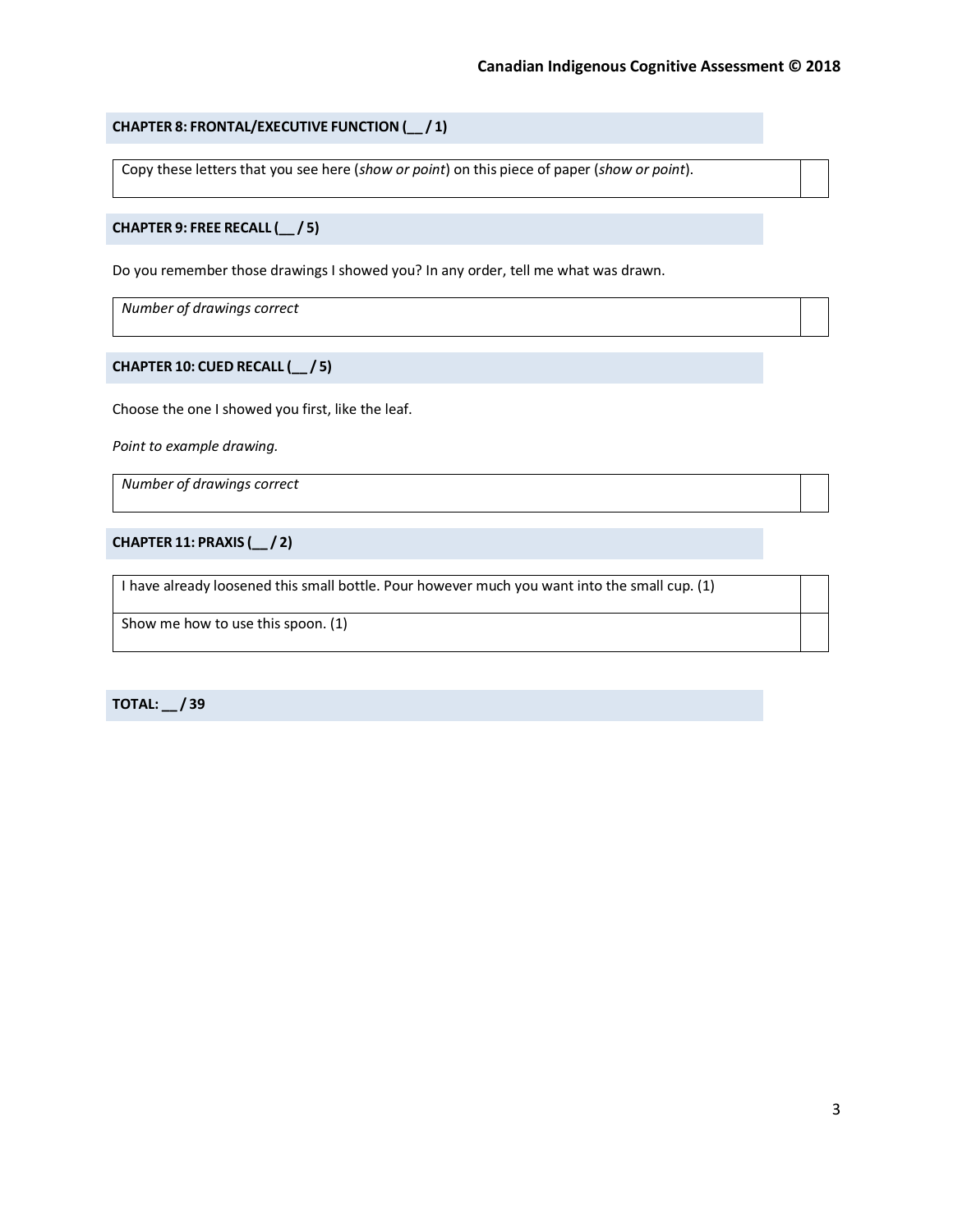## CHAPTER 8: FRONTAL/EXECUTIVE FUNCTION (__ / 1)

| | |
|---|---|
| Copy these letters that you see here (*show or point*) on this piece of paper (*show or point*). | |

## CHAPTER 9: FREE RECALL (__ / 5)

Do you remember those drawings I showed you? In any order, tell me what was drawn.

| | |
|---|---|
| *Number of drawings correct* | |

## CHAPTER 10: CUED RECALL (__ / 5)

Choose the one I showed you first, like the leaf.

*Point to example drawing.*

| | |
|---|---|
| *Number of drawings correct* | |

## CHAPTER 11: PRAXIS (__ / 2)

| | |
|---|---|
| I have already loosened this small bottle. Pour however much you want into the small cup. (1) | |
| Show me how to use this spoon. (1) | |

## TOTAL: __ / 39